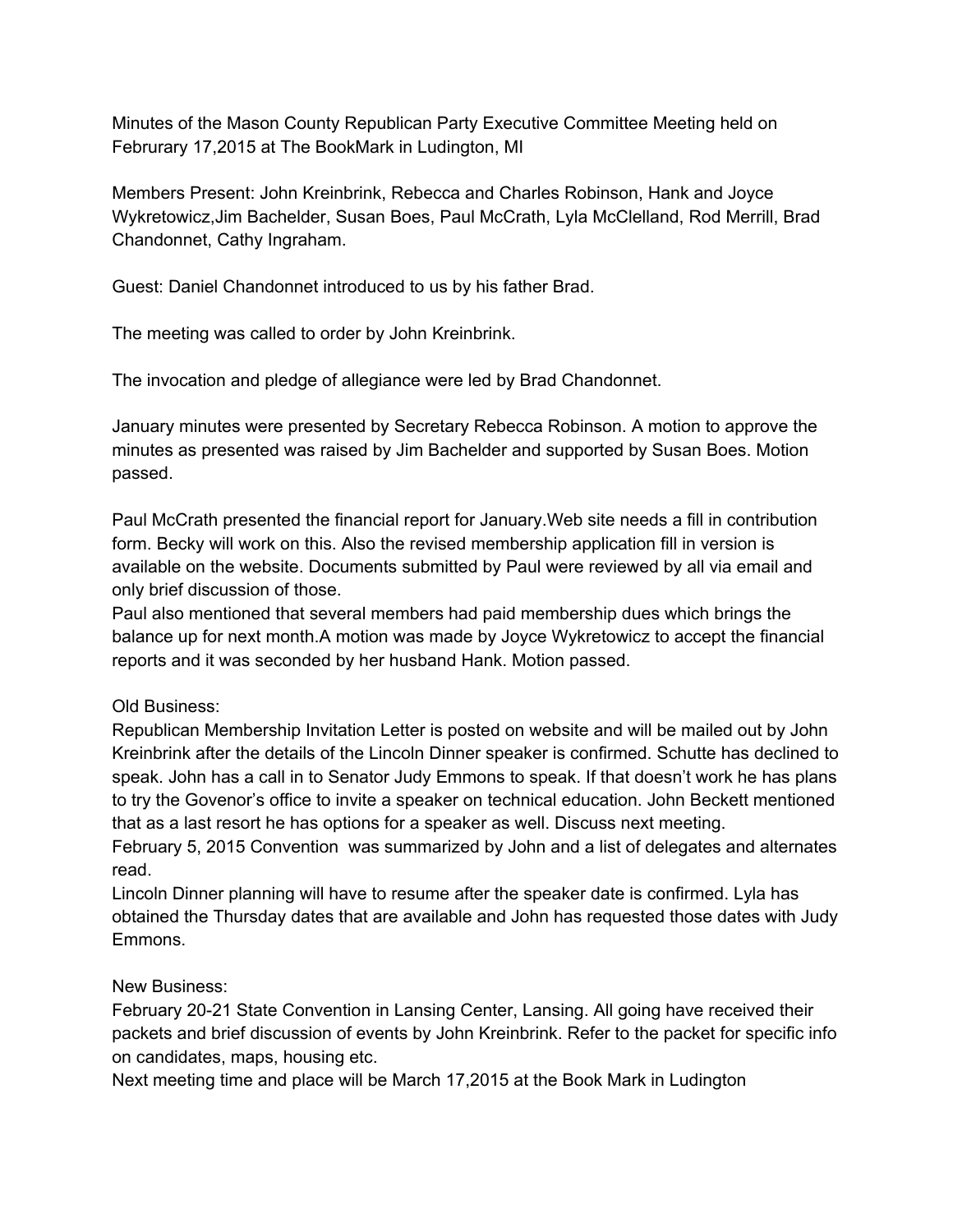Minutes of the Mason County Republican Party Executive Committee Meeting held on Februrary 17,2015 at The BookMark in Ludington, MI

Members Present: John Kreinbrink, Rebecca and Charles Robinson, Hank and Joyce Wykretowicz,Jim Bachelder, Susan Boes, Paul McCrath, Lyla McClelland, Rod Merrill, Brad Chandonnet, Cathy Ingraham.

Guest: Daniel Chandonnet introduced to us by his father Brad.

The meeting was called to order by John Kreinbrink.

The invocation and pledge of allegiance were led by Brad Chandonnet.

January minutes were presented by Secretary Rebecca Robinson. A motion to approve the minutes as presented was raised by Jim Bachelder and supported by Susan Boes. Motion passed.

Paul McCrath presented the financial report for January.Web site needs a fill in contribution form. Becky will work on this. Also the revised membership application fill in version is available on the website. Documents submitted by Paul were reviewed by all via email and only brief discussion of those.
Paul also mentioned that several members had paid membership dues which brings the balance up for next month.A motion was made by Joyce Wykretowicz to accept the financial reports and it was seconded by her husband Hank. Motion passed.

Old Business:
Republican Membership Invitation Letter is posted on website and will be mailed out by John Kreinbrink after the details of the Lincoln Dinner speaker is confirmed. Schutte has declined to speak. John has a call in to Senator Judy Emmons to speak. If that doesn't work he has plans to try the Govenor's office to invite a speaker on technical education. John Beckett mentioned that as a last resort he has options for a speaker as well. Discuss next meeting.
February 5, 2015 Convention was summarized by John and a list of delegates and alternates read.
Lincoln Dinner planning will have to resume after the speaker date is confirmed. Lyla has obtained the Thursday dates that are available and John has requested those dates with Judy Emmons.

New Business:
February 20-21 State Convention in Lansing Center, Lansing. All going have received their packets and brief discussion of events by John Kreinbrink. Refer to the packet for specific info on candidates, maps, housing etc.
Next meeting time and place will be March 17,2015 at the Book Mark in Ludington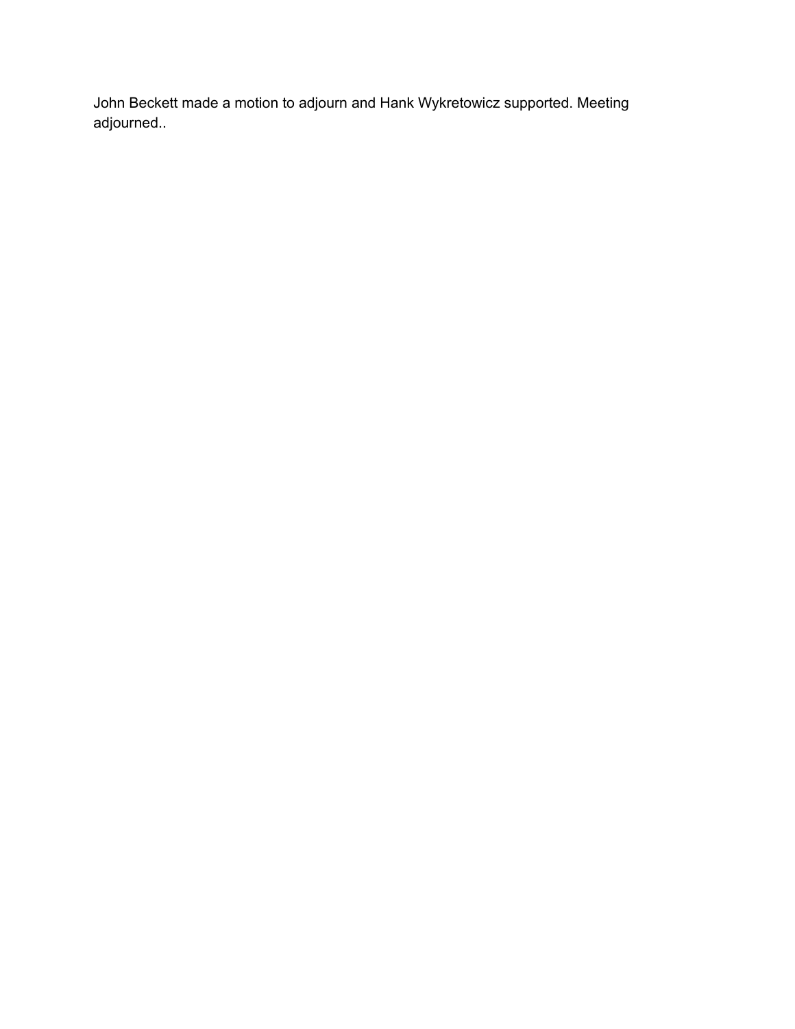John Beckett made a motion to adjourn and Hank Wykretowicz supported. Meeting adjourned..